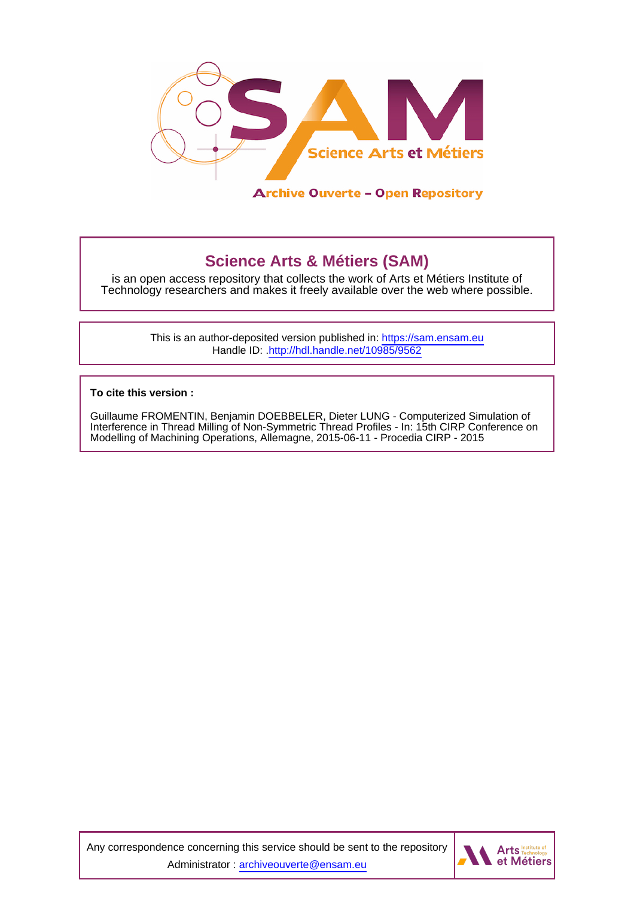# Science Arts & Métiers (SAM)

is an open access repository that collects the work of Arts et Métiers Institute of Technology researchers and makes it freely available over the web where possible.

This is an author-deposited version published in: https://sam.ensam.eu
Handle ID: .http://hdl.handle.net/10985/9562

**To cite this version :**

Guillaume FROMENTIN, Benjamin DOEBBELER, Dieter LUNG - Computerized Simulation of Interference in Thread Milling of Non-Symmetric Thread Profiles - In: 15th CIRP Conference on Modelling of Machining Operations, Allemagne, 2015-06-11 - Procedia CIRP - 2015

Any correspondence concerning this service should be sent to the repository Administrator : archiveouverte@ensam.eu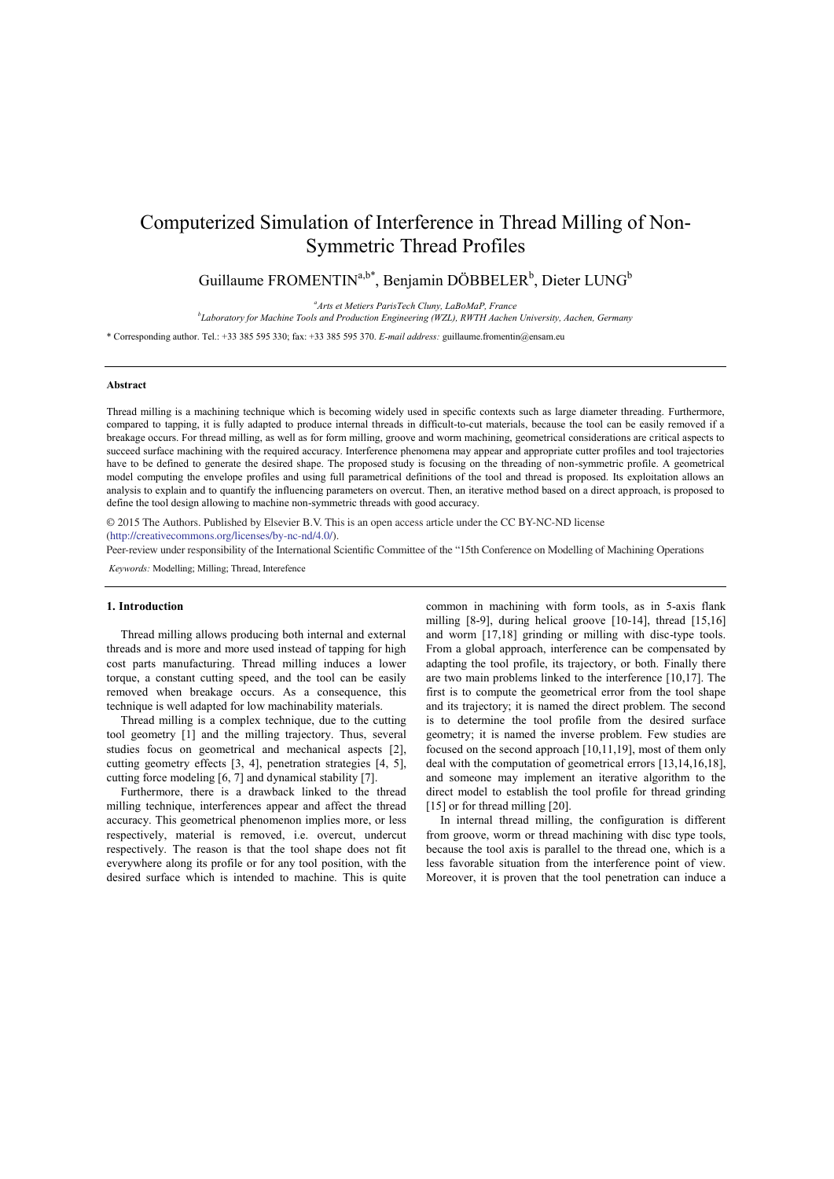# Computerized Simulation of Interference in Thread Milling of Non-Symmetric Thread Profiles

Guillaume FROMENTIN[a,b*], Benjamin DÖBBELER[b], Dieter LUNG[b]

[a]*Arts et Metiers ParisTech Cluny, LaBoMaP, France*
[b]*Laboratory for Machine Tools and Production Engineering (WZL), RWTH Aachen University, Aachen, Germany*

\* Corresponding author. Tel.: +33 385 595 330; fax: +33 385 595 370. *E-mail address:* guillaume.fromentin@ensam.eu

---

**Abstract**

Thread milling is a machining technique which is becoming widely used in specific contexts such as large diameter threading. Furthermore, compared to tapping, it is fully adapted to produce internal threads in difficult-to-cut materials, because the tool can be easily removed if a breakage occurs. For thread milling, as well as for form milling, groove and worm machining, geometrical considerations are critical aspects to succeed surface machining with the required accuracy. Interference phenomena may appear and appropriate cutter profiles and tool trajectories have to be defined to generate the desired shape. The proposed study is focusing on the threading of non-symmetric profile. A geometrical model computing the envelope profiles and using full parametrical definitions of the tool and thread is proposed. Its exploitation allows an analysis to explain and to quantify the influencing parameters on overcut. Then, an iterative method based on a direct approach, is proposed to define the tool design allowing to machine non-symmetric threads with good accuracy.

© 2015 The Authors. Published by Elsevier B.V. This is an open access article under the CC BY-NC-ND license (http://creativecommons.org/licenses/by-nc-nd/4.0/).

Peer-review under responsibility of the International Scientific Committee of the "15th Conference on Modelling of Machining Operations

*Keywords:* Modelling; Milling; Thread, Interefence

---

## 1. Introduction

Thread milling allows producing both internal and external threads and is more and more used instead of tapping for high cost parts manufacturing. Thread milling induces a lower torque, a constant cutting speed, and the tool can be easily removed when breakage occurs. As a consequence, this technique is well adapted for low machinability materials.

Thread milling is a complex technique, due to the cutting tool geometry [1] and the milling trajectory. Thus, several studies focus on geometrical and mechanical aspects [2], cutting geometry effects [3, 4], penetration strategies [4, 5], cutting force modeling [6, 7] and dynamical stability [7].

Furthermore, there is a drawback linked to the thread milling technique, interferences appear and affect the thread accuracy. This geometrical phenomenon implies more, or less respectively, material is removed, i.e. overcut, undercut respectively. The reason is that the tool shape does not fit everywhere along its profile or for any tool position, with the desired surface which is intended to machine. This is quite common in machining with form tools, as in 5-axis flank milling [8-9], during helical groove [10-14], thread [15,16] and worm [17,18] grinding or milling with disc-type tools. From a global approach, interference can be compensated by adapting the tool profile, its trajectory, or both. Finally there are two main problems linked to the interference [10,17]. The first is to compute the geometrical error from the tool shape and its trajectory; it is named the direct problem. The second is to determine the tool profile from the desired surface geometry; it is named the inverse problem. Few studies are focused on the second approach [10,11,19], most of them only deal with the computation of geometrical errors [13,14,16,18], and someone may implement an iterative algorithm to the direct model to establish the tool profile for thread grinding [15] or for thread milling [20].

In internal thread milling, the configuration is different from groove, worm or thread machining with disc type tools, because the tool axis is parallel to the thread one, which is a less favorable situation from the interference point of view. Moreover, it is proven that the tool penetration can induce a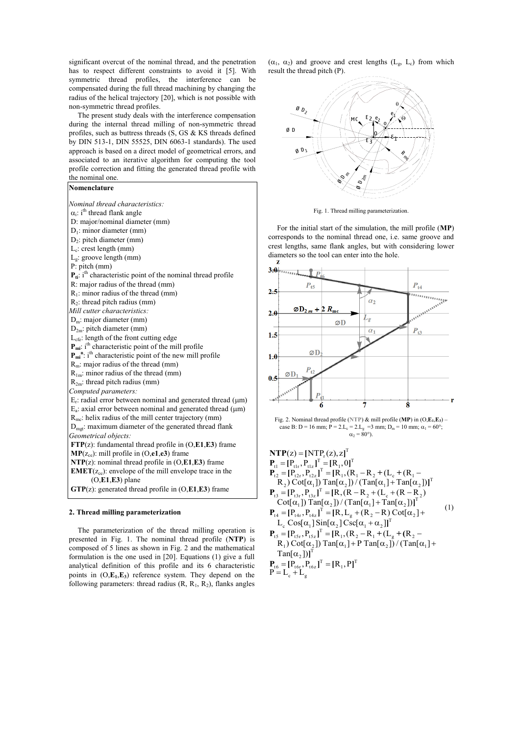significant overcut of the nominal thread, and the penetration has to respect different constraints to avoid it [5]. With symmetric thread profiles, the interference can be compensated during the full thread machining by changing the radius of the helical trajectory [20], which is not possible with non-symmetric thread profiles.

The present study deals with the interference compensation during the internal thread milling of non-symmetric thread profiles, such as buttress threads (S, GS & KS threads defined by DIN 513-1, DIN 55525, DIN 6063-1 standards). The used approach is based on a direct model of geometrical errors, and associated to an iterative algorithm for computing the tool profile correction and fitting the generated thread profile with the nominal one.

**Nomenclature**

*Nominal thread characteristics:*
- $\alpha_i$: i[th] thread flank angle
- D: major/nominal diameter (mm)
- $D_1$: minor diameter (mm)
- $D_2$: pitch diameter (mm)
- $L_c$: crest length (mm)
- $L_g$: groove length (mm)
- P: pitch (mm)
- $\mathbf{P_{ti}}$: i[th] characteristic point of the nominal thread profile
- R: major radius of the thread (mm)
- $R_1$: minor radius of the thread (mm)
- $R_2$: thread pitch radius (mm)

*Mill cutter characteristics:*
- $D_m$: major diameter (mm)
- $D_{2m}$: pitch diameter (mm)
- $L_{cfe}$: length of the front cutting edge
- $\mathbf{P_{mi}}$: i[th] characteristic point of the mill profile
- $\mathbf{P_{mi}^n}$: i[th] characteristic point of the new mill profile
- $R_m$: major radius of the thread (mm)
- $R_{1m}$: minor radius of the thread (mm)
- $R_{2m}$: thread pitch radius (mm)

*Computed parameters:*
- $E_r$: radial error between nominal and generated thread (μm)
- $E_a$: axial error between nominal and generated thread (μm)
- $R_{mc}$: helix radius of the mill center trajectory (mm)
- $D_{mgt}$: maximum diameter of the generated thread flank

*Geometrical objects:*
- $\mathbf{FTP}(z)$: fundamental thread profile in (O,**E1**,**E3**) frame
- $\mathbf{MP}(z_{ce})$: mill profile in (O,**e1**,**e3**) frame
- $\mathbf{NTP}(z)$: nominal thread profile in (O,**E1**,**E3**) frame
- $\mathbf{EMET}(z_{ce})$: envelope of the mill envelope trace in the (O,**E1**,**E3**) plane
- $\mathbf{GTP}(z)$: generated thread profile in (O,**E1**,**E3**) frame

## 2. Thread milling parameterization

The parameterization of the thread milling operation is presented in Fig. 1. The nominal thread profile (**NTP**) is composed of 5 lines as shown in Fig. 2 and the mathematical formulation is the one used in [20]. Equations (1) give a full analytical definition of this profile and its 6 characteristic points in ($O,\mathbf{E_1},\mathbf{E_3}$) reference system. They depend on the following parameters: thread radius ($R$, $R_1$, $R_2$), flanks angles ($\alpha_1$, $\alpha_2$) and groove and crest lengths ($L_g$, $L_c$) from which result the thread pitch (P).

Fig. 1. Thread milling parameterization.

For the initial start of the simulation, the mill profile (**MP**) corresponds to the nominal thread one, i.e. same groove and crest lengths, same flank angles, but with considering lower diameters so the tool can enter into the hole.

Fig. 2. Nominal thread profile (**NTP**) & mill profile (**MP**) in ($O,\mathbf{E_1},\mathbf{E_3}$) – case B: D = 16 mm; P = 2.$L_c$ = 2.$L_g$ =3 mm; $D_m$ = 10 mm; $\alpha_1$ = 60°; $\alpha_2$ = 80°).

$$
\begin{aligned}
&\mathbf{NTP}(z) = [\mathrm{NTP}_r(z), z]^T \\
&\mathbf{P}_{t1} = [P_{t1r}, P_{t1z}]^T = [R_1, 0]^T \\
&\mathbf{P}_{t2} = [P_{t2r}, P_{t2z}]^T = [R_1, (R_1 - R_2 + (L_c + (R_1 - R_2)\,\mathrm{Cot}[\alpha_1])\,\mathrm{Tan}[\alpha_2])/(\mathrm{Tan}[\alpha_1] + \mathrm{Tan}[\alpha_2])]^T \\
&\mathbf{P}_{t3} = [P_{t3r}, P_{t3z}]^T = [R, (R - R_2 + (L_c + (R - R_2)\,\mathrm{Cot}[\alpha_1])\,\mathrm{Tan}[\alpha_2])/(\mathrm{Tan}[\alpha_1] + \mathrm{Tan}[\alpha_2])]^T \\
&\mathbf{P}_{t4} = [P_{t4r}, P_{t4z}]^T = [R, L_g + (R_2 - R)\,\mathrm{Cot}[\alpha_2] + L_c\,\mathrm{Cos}[\alpha_1]\,\mathrm{Sin}[\alpha_2]\,\mathrm{Csc}[\alpha_1 + \alpha_2]]^T \\
&\mathbf{P}_{t5} = [P_{t5r}, P_{t5z}]^T = [R_1, (R_2 - R_1 + (L_g + (R_2 - R_1)\,\mathrm{Cot}[\alpha_2])\,\mathrm{Tan}[\alpha_1] + P\,\mathrm{Tan}[\alpha_2])/(\mathrm{Tan}[\alpha_1] + \mathrm{Tan}[\alpha_2])]^T \\
&\mathbf{P}_{t6} = [P_{t6r}, P_{t6z}]^T = [R_1, P]^T \\
&P = L_c + L_g
\end{aligned}
\tag{1}
$$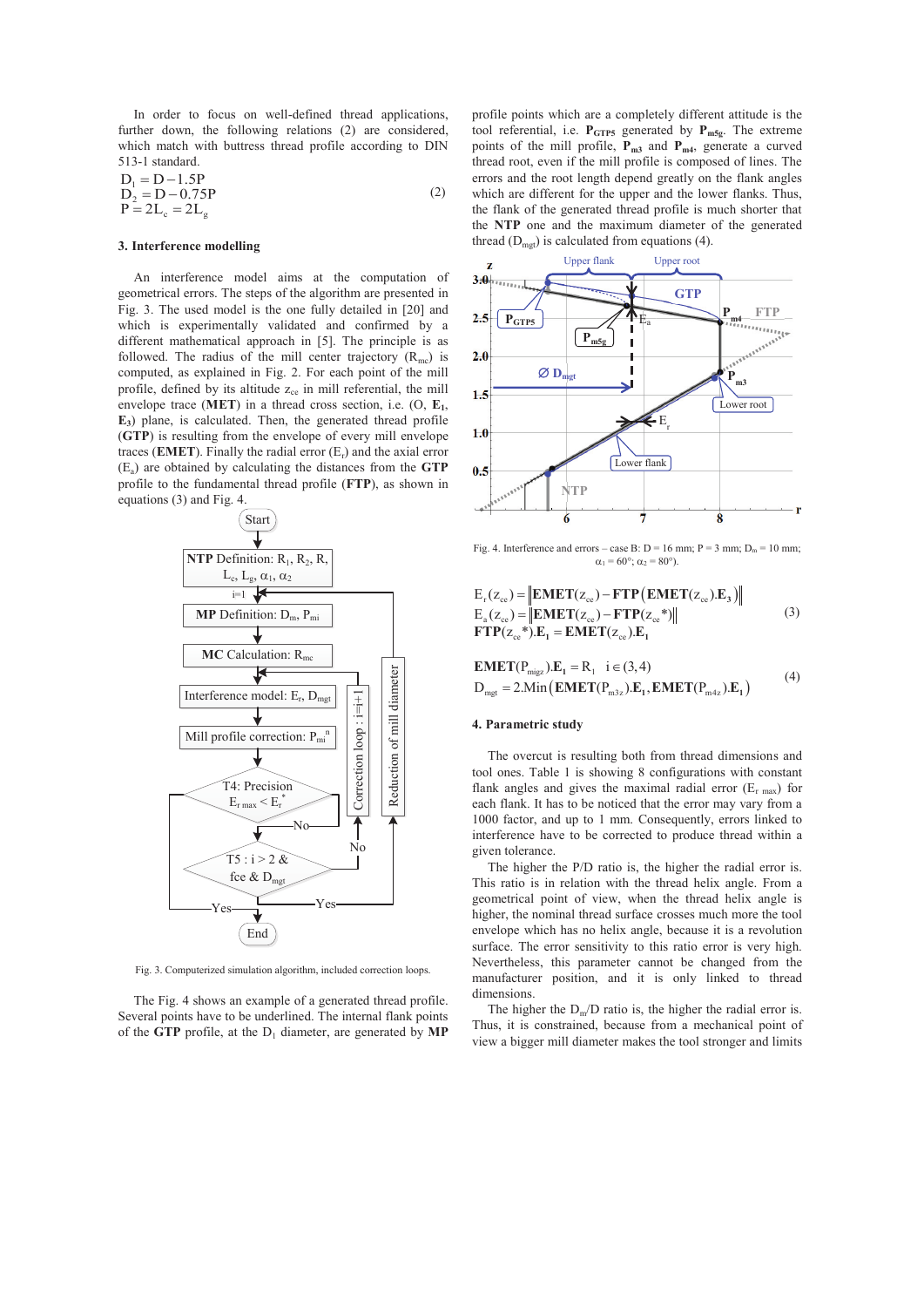In order to focus on well-defined thread applications, further down, the following relations (2) are considered, which match with buttress thread profile according to DIN 513-1 standard.

$$\begin{aligned} D_1 &= D - 1.5P \\ D_2 &= D - 0.75P \\ P &= 2L_c = 2L_g \end{aligned} \tag{2}$$

### 3. Interference modelling

An interference model aims at the computation of geometrical errors. The steps of the algorithm are presented in Fig. 3. The used model is the one fully detailed in [20] and which is experimentally validated and confirmed by a different mathematical approach in [5]. The principle is as followed. The radius of the mill center trajectory ($R_{mc}$) is computed, as explained in Fig. 2. For each point of the mill profile, defined by its altitude $z_{ce}$ in mill referential, the mill envelope trace (**MET**) in a thread cross section, i.e. (O, $\mathbf{E}_1$, $\mathbf{E}_3$) plane, is calculated. Then, the generated thread profile (**GTP**) is resulting from the envelope of every mill envelope traces (**EMET**). Finally the radial error ($E_r$) and the axial error ($E_a$) are obtained by calculating the distances from the **GTP** profile to the fundamental thread profile (**FTP**), as shown in equations (3) and Fig. 4.

Fig. 3. Computerized simulation algorithm, included correction loops.

The Fig. 4 shows an example of a generated thread profile. Several points have to be underlined. The internal flank points of the **GTP** profile, at the $D_1$ diameter, are generated by **MP** profile points which are a completely different attitude is the tool referential, i.e. $\mathbf{P}_{GTP5}$ generated by $\mathbf{P}_{m5g}$. The extreme points of the mill profile, $\mathbf{P}_{m3}$ and $\mathbf{P}_{m4}$, generate a curved thread root, even if the mill profile is composed of lines. The errors and the root length depend greatly on the flank angles which are different for the upper and the lower flanks. Thus, the flank of the generated thread profile is much shorter that the **NTP** one and the maximum diameter of the generated thread ($D_{mgt}$) is calculated from equations (4).

Fig. 4. Interference and errors – case B: D = 16 mm; P = 3 mm; $D_m$ = 10 mm; $\alpha_1$ = 60°; $\alpha_2$ = 80°).

$$\begin{aligned} E_r(z_{ce}) &= \left\| \mathbf{EMET}(z_{ce}) - \mathbf{FTP}\left(\mathbf{EMET}(z_{ce}).\mathbf{E}_3\right) \right\| \\ E_a(z_{ce}) &= \left\| \mathbf{EMET}(z_{ce}) - \mathbf{FTP}(z_{ce}{}^*) \right\| \\ \mathbf{FTP}(z_{ce}{}^*).\mathbf{E}_1 &= \mathbf{EMET}(z_{ce}).\mathbf{E}_1 \end{aligned} \tag{3}$$

$$\begin{aligned} &\mathbf{EMET}(\mathrm{P}_{miqz}).\mathbf{E}_1 = R_1 \quad i \in (3,4) \\ &D_{mgt} = 2.\mathrm{Min}\left(\mathbf{EMET}(\mathrm{P}_{m3z}).\mathbf{E}_1, \mathbf{EMET}(\mathrm{P}_{m4z}).\mathbf{E}_1\right) \end{aligned} \tag{4}$$

### 4. Parametric study

The overcut is resulting both from thread dimensions and tool ones. Table 1 is showing 8 configurations with constant flank angles and gives the maximal radial error ($E_{r\,max}$) for each flank. It has to be noticed that the error may vary from a 1000 factor, and up to 1 mm. Consequently, errors linked to interference have to be corrected to produce thread within a given tolerance.

The higher the P/D ratio is, the higher the radial error is. This ratio is in relation with the thread helix angle. From a geometrical point of view, when the thread helix angle is higher, the nominal thread surface crosses much more the tool envelope which has no helix angle, because it is a revolution surface. The error sensitivity to this ratio error is very high. Nevertheless, this parameter cannot be changed from the manufacturer position, and it is only linked to thread dimensions.

The higher the $D_m$/D ratio is, the higher the radial error is. Thus, it is constrained, because from a mechanical point of view a bigger mill diameter makes the tool stronger and limits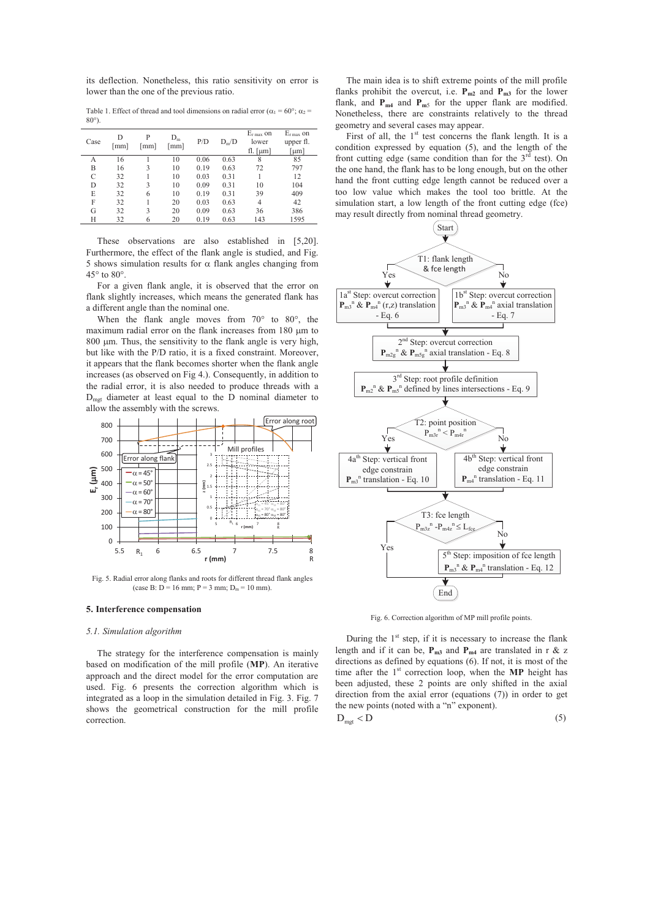its deflection. Nonetheless, this ratio sensitivity on error is lower than the one of the previous ratio.

Table 1. Effect of thread and tool dimensions on radial error ($\alpha_1 = 60°$; $\alpha_2 = 80°$).

| Case | D [mm] | P [mm] | $D_m$ [mm] | P/D | $D_m$/D | $E_{r\,max}$ on lower fl. [µm] | $E_{r\,max}$ on upper fl. [µm] |
|---|---|---|---|---|---|---|---|
| A | 16 | 1 | 10 | 0.06 | 0.63 | 8 | 85 |
| B | 16 | 3 | 10 | 0.19 | 0.63 | 72 | 797 |
| C | 32 | 1 | 10 | 0.03 | 0.31 | 1 | 12 |
| D | 32 | 3 | 10 | 0.09 | 0.31 | 10 | 104 |
| E | 32 | 6 | 10 | 0.19 | 0.31 | 39 | 409 |
| F | 32 | 1 | 20 | 0.03 | 0.63 | 4 | 42 |
| G | 32 | 3 | 20 | 0.09 | 0.63 | 36 | 386 |
| H | 32 | 6 | 20 | 0.19 | 0.63 | 143 | 1595 |

These observations are also established in [5,20]. Furthermore, the effect of the flank angle is studied, and Fig. 5 shows simulation results for α flank angles changing from 45° to 80°.

For a given flank angle, it is observed that the error on flank slightly increases, which means the generated flank has a different angle than the nominal one.

When the flank angle moves from 70° to 80°, the maximum radial error on the flank increases from 180 µm to 800 µm. Thus, the sensitivity to the flank angle is very high, but like with the P/D ratio, it is a fixed constraint. Moreover, it appears that the flank becomes shorter when the flank angle increases (as observed on Fig 4.). Consequently, in addition to the radial error, it is also needed to produce threads with a $D_{mgt}$ diameter at least equal to the D nominal diameter to allow the assembly with the screws.

Fig. 5. Radial error along flanks and roots for different thread flank angles (case B: D = 16 mm; P = 3 mm; $D_m$ = 10 mm).

## 5. Interference compensation

### *5.1. Simulation algorithm*

The strategy for the interference compensation is mainly based on modification of the mill profile (**MP**). An iterative approach and the direct model for the error computation are used. Fig. 6 presents the correction algorithm which is integrated as a loop in the simulation detailed in Fig. 3. Fig. 7 shows the geometrical construction for the mill profile correction.

The main idea is to shift extreme points of the mill profile flanks prohibit the overcut, i.e. $\mathbf{P_{m2}}$ and $\mathbf{P_{m3}}$ for the lower flank, and $\mathbf{P_{m4}}$ and $\mathbf{P_{m5}}$ for the upper flank are modified. Nonetheless, there are constraints relatively to the thread geometry and several cases may appear.

First of all, the 1[st] test concerns the flank length. It is a condition expressed by equation (5), and the length of the front cutting edge (same condition than for the 3[rd] test). On the one hand, the flank has to be long enough, but on the other hand the front cutting edge length cannot be reduced over a too low value which makes the tool too brittle. At the simulation start, a low length of the front cutting edge (fce) may result directly from nominal thread geometry.

Fig. 6. Correction algorithm of MP mill profile points.

During the 1[st] step, if it is necessary to increase the flank length and if it can be, $\mathbf{P_{m3}}$ and $\mathbf{P_{m4}}$ are translated in r & z directions as defined by equations (6). If not, it is most of the time after the 1[st] correction loop, when the **MP** height has been adjusted, these 2 points are only shifted in the axial direction from the axial error (equations (7)) in order to get the new points (noted with a "n" exponent).

$$D_{mgt} < D \tag{5}$$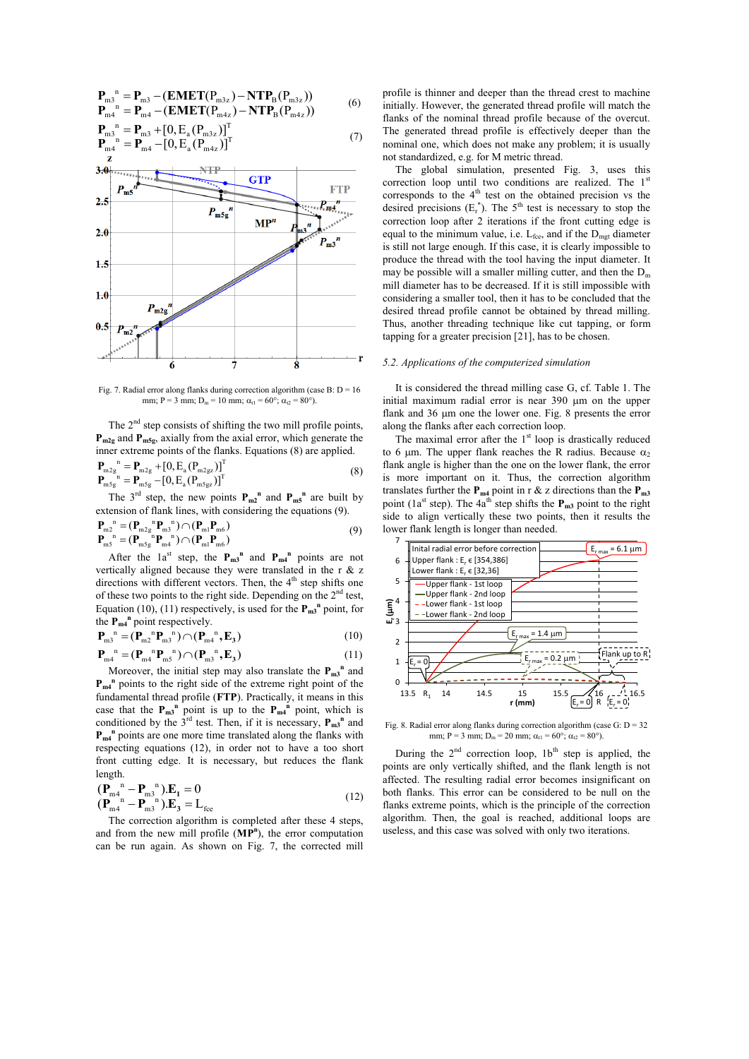$$\mathbf{P}_{m3}{}^{n} = \mathbf{P}_{m3} - (\mathbf{EMET}(\mathrm{P}_{m3z}) - \mathbf{NTP}_{B}(\mathrm{P}_{m3z}))$$
$$\mathbf{P}_{m4}{}^{n} = \mathbf{P}_{m4} - (\mathbf{EMET}(\mathrm{P}_{m4z}) - \mathbf{NTP}_{B}(\mathrm{P}_{m4z})) \quad (6)$$

$$\mathbf{P}_{m3}{}^{n} = \mathbf{P}_{m3} + [0, \mathrm{E}_{a}(\mathrm{P}_{m3z})]^{T}$$
$$\mathbf{P}_{m4}{}^{n} = \mathbf{P}_{m4} - [0, \mathrm{E}_{a}(\mathrm{P}_{m4z})]^{T} \quad (7)$$

Fig. 7. Radial error along flanks during correction algorithm (case B: D = 16 mm; P = 3 mm; $D_m$ = 10 mm; $\alpha_{t1}$ = 60°; $\alpha_{t2}$ = 80°).

The 2[nd] step consists of shifting the two mill profile points, $\mathbf{P}_{m2g}$ and $\mathbf{P}_{m5g}$, axially from the axial error, which generate the inner extreme points of the flanks. Equations (8) are applied.

$$\mathbf{P}_{m2g}{}^{n} = \mathbf{P}_{m2g} + [0, \mathrm{E}_{a}(\mathrm{P}_{m2gz})]^{T}$$
$$\mathbf{P}_{m5g}{}^{n} = \mathbf{P}_{m5g} - [0, \mathrm{E}_{a}(\mathrm{P}_{m5gz})]^{T} \quad (8)$$

The 3[rd] step, the new points $\mathbf{P}_{m2}{}^{n}$ and $\mathbf{P}_{m5}{}^{n}$ are built by extension of flank lines, with considering the equations (9).

$$\mathbf{P}_{m2}{}^{n} = (\mathbf{P}_{m2g}{}^{n}\mathbf{P}_{m3}{}^{n}) \cap (\mathbf{P}_{m1}\mathbf{P}_{m6})$$
$$\mathbf{P}_{m5}{}^{n} = (\mathbf{P}_{m5g}{}^{n}\mathbf{P}_{m4}{}^{n}) \cap (\mathbf{P}_{m1}\mathbf{P}_{m6}) \quad (9)$$

After the 1a[st] step, the $\mathbf{P}_{m3}{}^{n}$ and $\mathbf{P}_{m4}{}^{n}$ points are not vertically aligned because they were translated in the r & z directions with different vectors. Then, the 4[th] step shifts one of these two points to the right side. Depending on the 2[nd] test, Equation (10), (11) respectively, is used for the $\mathbf{P}_{m3}{}^{n}$ point, for the $\mathbf{P}_{m4}{}^{n}$ point respectively.

$$\mathbf{P}_{m3}{}^{n} = (\mathbf{P}_{m2}{}^{n}\mathbf{P}_{m3}{}^{n}) \cap (\mathbf{P}_{m4}{}^{n}, \mathbf{E}_{3}) \quad (10)$$

$$\mathbf{P}_{m4}{}^{n} = (\mathbf{P}_{m4}{}^{n}\mathbf{P}_{m5}{}^{n}) \cap (\mathbf{P}_{m3}{}^{n}, \mathbf{E}_{3}) \quad (11)$$

Moreover, the initial step may also translate the $\mathbf{P}_{m3}{}^{n}$ and $\mathbf{P}_{m4}{}^{n}$ points to the right side of the extreme right point of the fundamental thread profile (**FTP**). Practically, it means in this case that the $\mathbf{P}_{m3}{}^{n}$ point is up to the $\mathbf{P}_{m4}{}^{n}$ point, which is conditioned by the 3[rd] test. Then, if it is necessary, $\mathbf{P}_{m3}{}^{n}$ and $\mathbf{P}_{m4}{}^{n}$ points are one more time translated along the flanks with respecting equations (12), in order not to have a too short front cutting edge. It is necessary, but reduces the flank length.

$$(\mathbf{P}_{m4}{}^{n} - \mathbf{P}_{m3}{}^{n}).\mathbf{E}_{1} = 0$$
$$(\mathbf{P}_{m4}{}^{n} - \mathbf{P}_{m3}{}^{n}).\mathbf{E}_{3} = \mathrm{L}_{fce} \quad (12)$$

The correction algorithm is completed after these 4 steps, and from the new mill profile ($\mathbf{MP}^{n}$), the error computation can be run again. As shown on Fig. 7, the corrected mill profile is thinner and deeper than the thread crest to machine initially. However, the generated thread profile will match the flanks of the nominal thread profile because of the overcut. The generated thread profile is effectively deeper than the nominal one, which does not make any problem; it is usually not standardized, e.g. for M metric thread.

The global simulation, presented Fig. 3, uses this correction loop until two conditions are realized. The 1[st] corresponds to the 4[th] test on the obtained precision vs the desired precisions ($E_r^*$). The 5[th] test is necessary to stop the correction loop after 2 iterations if the front cutting edge is equal to the minimum value, i.e. $L_{fce}$, and if the $D_{mgt}$ diameter is still not large enough. If this case, it is clearly impossible to produce the thread with the tool having the input diameter. It may be possible will a smaller milling cutter, and then the $D_m$ mill diameter has to be decreased. If it is still impossible with considering a smaller tool, then it has to be concluded that the desired thread profile cannot be obtained by thread milling. Thus, another threading technique like cut tapping, or form tapping for a greater precision [21], has to be chosen.

### *5.2. Applications of the computerized simulation*

It is considered the thread milling case G, cf. Table 1. The initial maximum radial error is near 390 µm on the upper flank and 36 µm one the lower one. Fig. 8 presents the error along the flanks after each correction loop.

The maximal error after the 1[st] loop is drastically reduced to 6 µm. The upper flank reaches the R radius. Because $\alpha_2$ flank angle is higher than the one on the lower flank, the error is more important on it. Thus, the correction algorithm translates further the $\mathbf{P}_{m4}$ point in r & z directions than the $\mathbf{P}_{m3}$ point (1a[st] step). The 4a[th] step shifts the $\mathbf{P}_{m3}$ point to the right side to align vertically these two points, then it results the lower flank length is longer than needed.

Fig. 8. Radial error along flanks during correction algorithm (case G: D = 32 mm; P = 3 mm; $D_m$ = 20 mm; $\alpha_{t1}$ = 60°; $\alpha_{t2}$ = 80°).

During the 2[nd] correction loop, 1b[th] step is applied, the points are only vertically shifted, and the flank length is not affected. The resulting radial error becomes insignificant on both flanks. This error can be considered to be null on the flanks extreme points, which is the principle of the correction algorithm. Then, the goal is reached, additional loops are useless, and this case was solved with only two iterations.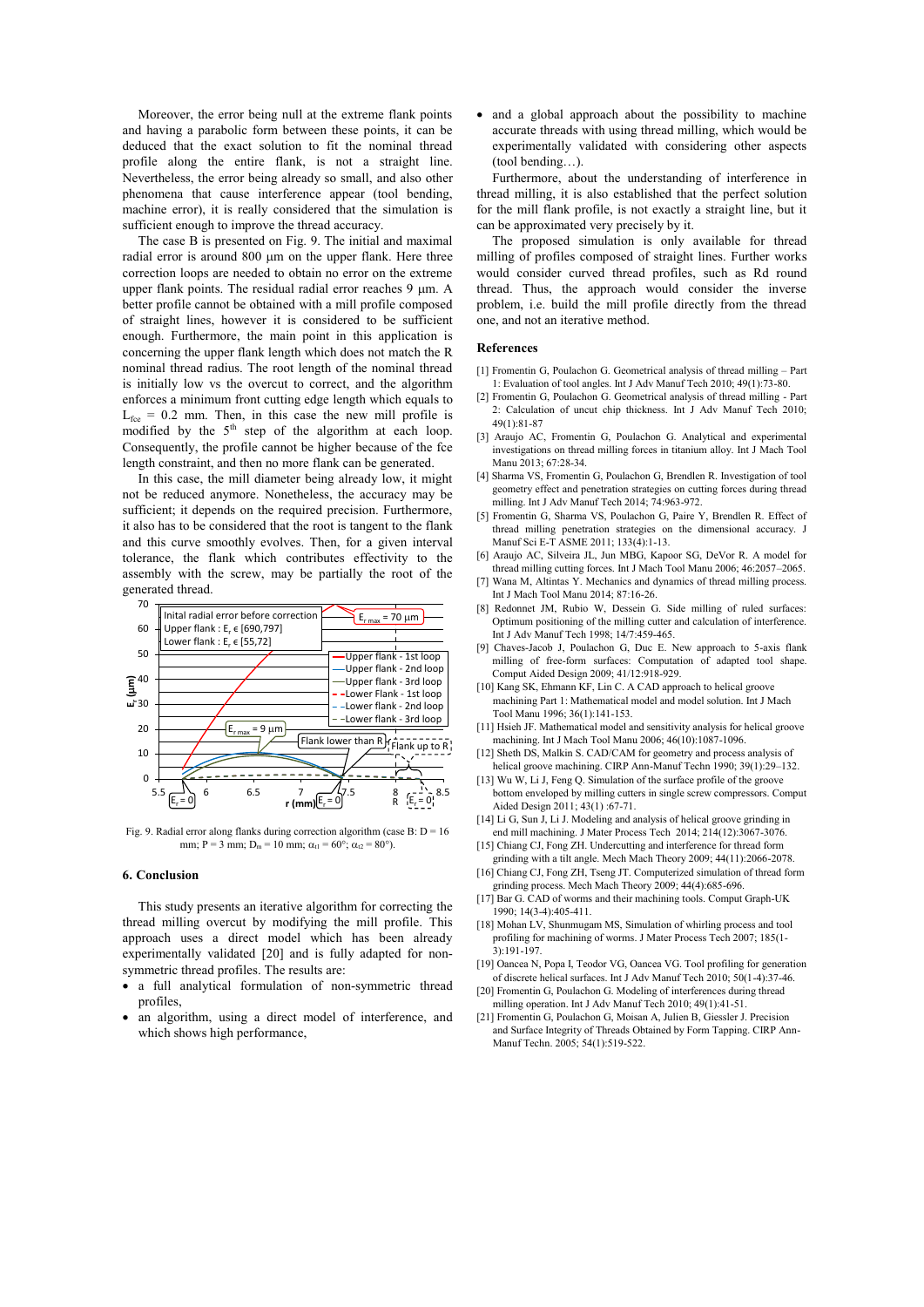Moreover, the error being null at the extreme flank points and having a parabolic form between these points, it can be deduced that the exact solution to fit the nominal thread profile along the entire flank, is not a straight line. Nevertheless, the error being already so small, and also other phenomena that cause interference appear (tool bending, machine error), it is really considered that the simulation is sufficient enough to improve the thread accuracy.

The case B is presented on Fig. 9. The initial and maximal radial error is around 800 µm on the upper flank. Here three correction loops are needed to obtain no error on the extreme upper flank points. The residual radial error reaches 9 µm. A better profile cannot be obtained with a mill profile composed of straight lines, however it is considered to be sufficient enough. Furthermore, the main point in this application is concerning the upper flank length which does not match the R nominal thread radius. The root length of the nominal thread is initially low vs the overcut to correct, and the algorithm enforces a minimum front cutting edge length which equals to $L_{fce}$ = 0.2 mm. Then, in this case the new mill profile is modified by the 5th step of the algorithm at each loop. Consequently, the profile cannot be higher because of the fce length constraint, and then no more flank can be generated.

In this case, the mill diameter being already low, it might not be reduced anymore. Nonetheless, the accuracy may be sufficient; it depends on the required precision. Furthermore, it also has to be considered that the root is tangent to the flank and this curve smoothly evolves. Then, for a given interval tolerance, the flank which contributes effectivity to the assembly with the screw, may be partially the root of the generated thread.

Inital radial error before correction
Upper flank : $E_r$ ϵ [690,797]
Lower flank : $E_r$ ϵ [55,72]
$E_{r\,max}$ = 70 µm
$E_{r\,max}$ = 9 µm
Upper flank - 1st loop
Upper flank - 2nd loop
Upper flank - 3rd loop
Lower Flank - 1st loop
Lower flank - 2nd loop
Lower flank - 3rd loop
Flank lower than R
Flank up to R
$E_r$ = 0
$E_r$ = 0
$E_r$ = 0
$E_r$ (µm)
r (mm)
R
70
60
50
40
30
20
10
0
5.5
6
6.5
7
7.5
8
8.5

Fig. 9. Radial error along flanks during correction algorithm (case B: D = 16 mm; P = 3 mm; $D_m$ = 10 mm; $\alpha_{t1}$ = 60°; $\alpha_{t2}$ = 80°).

## 6. Conclusion

This study presents an iterative algorithm for correcting the thread milling overcut by modifying the mill profile. This approach uses a direct model which has been already experimentally validated [20] and is fully adapted for non-symmetric thread profiles. The results are:

- a full analytical formulation of non-symmetric thread profiles,
- an algorithm, using a direct model of interference, and which shows high performance,
- and a global approach about the possibility to machine accurate threads with using thread milling, which would be experimentally validated with considering other aspects (tool bending…).

Furthermore, about the understanding of interference in thread milling, it is also established that the perfect solution for the mill flank profile, is not exactly a straight line, but it can be approximated very precisely by it.

The proposed simulation is only available for thread milling of profiles composed of straight lines. Further works would consider curved thread profiles, such as Rd round thread. Thus, the approach would consider the inverse problem, i.e. build the mill profile directly from the thread one, and not an iterative method.

## References

[1] Fromentin G, Poulachon G. Geometrical analysis of thread milling – Part 1: Evaluation of tool angles. Int J Adv Manuf Tech 2010; 49(1):73-80.

[2] Fromentin G, Poulachon G. Geometrical analysis of thread milling - Part 2: Calculation of uncut chip thickness. Int J Adv Manuf Tech 2010; 49(1):81-87

[3] Araujo AC, Fromentin G, Poulachon G. Analytical and experimental investigations on thread milling forces in titanium alloy. Int J Mach Tool Manu 2013; 67:28-34.

[4] Sharma VS, Fromentin G, Poulachon G, Brendlen R. Investigation of tool geometry effect and penetration strategies on cutting forces during thread milling. Int J Adv Manuf Tech 2014; 74:963-972.

[5] Fromentin G, Sharma VS, Poulachon G, Paire Y, Brendlen R. Effect of thread milling penetration strategies on the dimensional accuracy. J Manuf Sci E-T ASME 2011; 133(4):1-13.

[6] Araujo AC, Silveira JL, Jun MBG, Kapoor SG, DeVor R. A model for thread milling cutting forces. Int J Mach Tool Manu 2006; 46:2057–2065.

[7] Wana M, Altintas Y. Mechanics and dynamics of thread milling process. Int J Mach Tool Manu 2014; 87:16-26.

[8] Redonnet JM, Rubio W, Dessein G. Side milling of ruled surfaces: Optimum positioning of the milling cutter and calculation of interference. Int J Adv Manuf Tech 1998; 14/7:459-465.

[9] Chaves-Jacob J, Poulachon G, Duc E. New approach to 5-axis flank milling of free-form surfaces: Computation of adapted tool shape. Comput Aided Design 2009; 41/12:918-929.

[10] Kang SK, Ehmann KF, Lin C. A CAD approach to helical groove machining Part 1: Mathematical model and model solution. Int J Mach Tool Manu 1996; 36(1):141-153.

[11] Hsieh JF. Mathematical model and sensitivity analysis for helical groove machining. Int J Mach Tool Manu 2006; 46(10):1087-1096.

[12] Sheth DS, Malkin S. CAD/CAM for geometry and process analysis of helical groove machining. CIRP Ann-Manuf Techn 1990; 39(1):29–132.

[13] Wu W, Li J, Feng Q. Simulation of the surface profile of the groove bottom enveloped by milling cutters in single screw compressors. Comput Aided Design 2011; 43(1) :67-71.

[14] Li G, Sun J, Li J. Modeling and analysis of helical groove grinding in end mill machining. J Mater Process Tech 2014; 214(12):3067-3076.

[15] Chiang CJ, Fong ZH. Undercutting and interference for thread form grinding with a tilt angle. Mech Mach Theory 2009; 44(11):2066-2078.

[16] Chiang CJ, Fong ZH, Tseng JT. Computerized simulation of thread form grinding process. Mech Mach Theory 2009; 44(4):685-696.

[17] Bar G. CAD of worms and their machining tools. Comput Graph-UK 1990; 14(3-4):405-411.

[18] Mohan LV, Shunmugam MS, Simulation of whirling process and tool profiling for machining of worms. J Mater Process Tech 2007; 185(1-3):191-197.

[19] Oancea N, Popa I, Teodor VG, Oancea VG. Tool profiling for generation of discrete helical surfaces. Int J Adv Manuf Tech 2010; 50(1-4):37-46.

[20] Fromentin G, Poulachon G. Modeling of interferences during thread milling operation. Int J Adv Manuf Tech 2010; 49(1):41-51.

[21] Fromentin G, Poulachon G, Moisan A, Julien B, Giessler J. Precision and Surface Integrity of Threads Obtained by Form Tapping. CIRP Ann-Manuf Techn. 2005; 54(1):519-522.